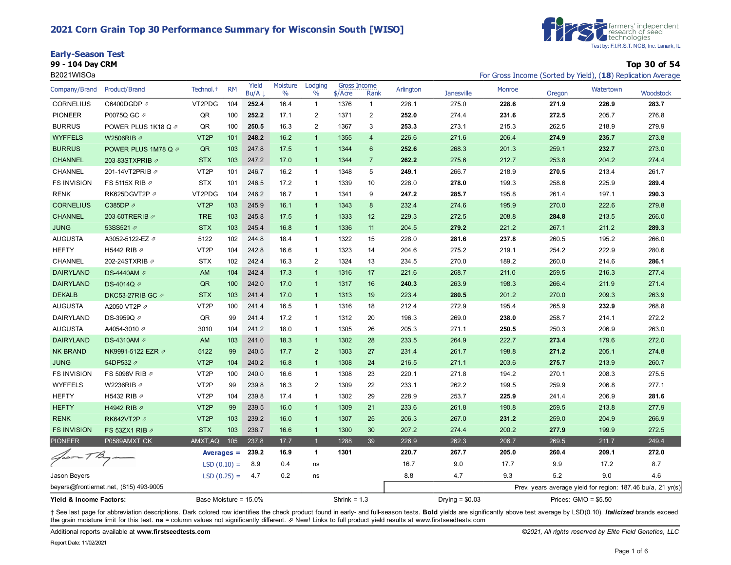# 2021 Corn Grain Top 30 Performance Summary for Wisconsin South [WISO]

farmers' independent research of seed technologies
Test by: F.I.R.S.T. NCB, Inc. Lanark, IL

## Early-Season Test

**99 - 104 Day CRM**

B2021WISOa

**Top 30 of 54**

For Gross Income (Sorted by Yield), (**18**) Replication Average

| Company/Brand | Product/Brand | Technol.† | RM | Yield Bu/A ↓ | Moisture % | Lodging % | Gross Income $/Acre | Gross Income Rank | Arlington | Janesville | Monroe | Oregon | Watertown | Woodstock |
|---|---|---|---|---|---|---|---|---|---|---|---|---|---|---|
| CORNELIUS | C6400DGDP ⇗ | VT2PDG | 104 | **252.4** | 16.4 | 1 | 1376 | 1 | 228.1 | 275.0 | **228.6** | **271.9** | **226.9** | **283.7** |
| PIONEER | P0075Q GC ⇗ | QR | 100 | **252.2** | 17.1 | 2 | 1371 | 2 | **252.0** | 274.4 | **231.6** | **272.5** | 205.7 | 276.8 |
| BURRUS | POWER PLUS 1K18 Q ⇗ | QR | 100 | **250.5** | 16.3 | 2 | 1367 | 3 | **253.3** | 273.1 | 215.3 | 262.5 | 218.9 | 279.9 |
| WYFFELS | W2506RIB ⇗ | VT2P | 101 | **248.2** | 16.2 | 1 | 1355 | 4 | 226.6 | 271.6 | 206.4 | **274.9** | **235.7** | 273.8 |
| BURRUS | POWER PLUS 1M78 Q ⇗ | QR | 103 | 247.8 | 17.5 | 1 | 1344 | 6 | **252.6** | 268.3 | 201.3 | 259.1 | **232.7** | 273.0 |
| CHANNEL | 203-83STXPRIB ⇗ | STX | 103 | 247.2 | 17.0 | 1 | 1344 | 7 | **262.2** | 275.6 | 212.7 | 253.8 | 204.2 | 274.4 |
| CHANNEL | 201-14VT2PRIB ⇗ | VT2P | 101 | 246.7 | 16.2 | 1 | 1348 | 5 | **249.1** | 266.7 | 218.9 | **270.5** | 213.4 | 261.7 |
| FS INVISION | FS 5115X RIB ⇗ | STX | 101 | 246.5 | 17.2 | 1 | 1339 | 10 | 228.0 | **278.0** | 199.3 | 258.6 | 225.9 | **289.4** |
| RENK | RK625DGVT2P ⇗ | VT2PDG | 104 | 246.2 | 16.7 | 1 | 1341 | 9 | **247.2** | **285.7** | 195.8 | 261.4 | 197.1 | **290.3** |
| CORNELIUS | C385DP ⇗ | VT2P | 103 | 245.9 | 16.1 | 1 | 1343 | 8 | 232.4 | 274.6 | 195.9 | 270.0 | 222.6 | 279.8 |
| CHANNEL | 203-60TRERIB ⇗ | TRE | 103 | 245.8 | 17.5 | 1 | 1333 | 12 | 229.3 | 272.5 | 208.8 | **284.8** | 213.5 | 266.0 |
| JUNG | 53SS521 ⇗ | STX | 103 | 245.4 | 16.8 | 1 | 1336 | 11 | 204.5 | **279.2** | 221.2 | 267.1 | 211.2 | **289.3** |
| AUGUSTA | A3052-5122-EZ ⇗ | 5122 | 102 | 244.8 | 18.4 | 1 | 1322 | 15 | 228.0 | **281.6** | **237.8** | 260.5 | 195.2 | 266.0 |
| HEFTY | H5442 RIB ⇗ | VT2P | 104 | 242.8 | 16.6 | 1 | 1323 | 14 | 204.6 | 275.2 | 219.1 | 254.2 | 222.9 | 280.6 |
| CHANNEL | 202-24STXRIB ⇗ | STX | 102 | 242.4 | 16.3 | 2 | 1324 | 13 | 234.5 | 270.0 | 189.2 | 260.0 | 214.6 | **286.1** |
| DAIRYLAND | DS-4440AM ⇗ | AM | 104 | 242.4 | 17.3 | 1 | 1316 | 17 | 221.6 | 268.7 | 211.0 | 259.5 | 216.3 | 277.4 |
| DAIRYLAND | DS-4014Q ⇗ | QR | 100 | 242.0 | 17.0 | 1 | 1317 | 16 | **240.3** | 263.9 | 198.3 | 266.4 | 211.9 | 271.4 |
| DEKALB | DKC53-27RIB GC ⇗ | STX | 103 | 241.4 | 17.0 | 1 | 1313 | 19 | 223.4 | **280.5** | 201.2 | 270.0 | 209.3 | 263.9 |
| AUGUSTA | A2050 VT2P ⇗ | VT2P | 100 | 241.4 | 16.5 | 1 | 1316 | 18 | 212.4 | 272.9 | 195.4 | 265.9 | **232.9** | 268.8 |
| DAIRYLAND | DS-3959Q ⇗ | QR | 99 | 241.4 | 17.2 | 1 | 1312 | 20 | 196.3 | 269.0 | **238.0** | 258.7 | 214.1 | 272.2 |
| AUGUSTA | A4054-3010 ⇗ | 3010 | 104 | 241.2 | 18.0 | 1 | 1305 | 26 | 205.3 | 271.1 | **250.5** | 250.3 | 206.9 | 263.0 |
| DAIRYLAND | DS-4310AM ⇗ | AM | 103 | 241.0 | 18.3 | 1 | 1302 | 28 | 233.5 | 264.9 | 222.7 | **273.4** | 179.6 | 272.0 |
| NK BRAND | NK9991-5122 EZR ⇗ | 5122 | 99 | 240.5 | 17.7 | 2 | 1303 | 27 | 231.4 | 261.7 | 198.8 | **271.2** | 205.1 | 274.8 |
| JUNG | 54DP532 ⇗ | VT2P | 104 | 240.2 | 16.8 | 1 | 1308 | 24 | 216.5 | 271.1 | 203.6 | **275.7** | 213.9 | 260.7 |
| FS INVISION | FS 5098V RIB ⇗ | VT2P | 100 | 240.0 | 16.6 | 1 | 1308 | 23 | 220.1 | 271.8 | 194.2 | 270.1 | 208.3 | 275.5 |
| WYFFELS | W2236RIB ⇗ | VT2P | 99 | 239.8 | 16.3 | 2 | 1309 | 22 | 233.1 | 262.2 | 199.5 | 259.9 | 206.8 | 277.1 |
| HEFTY | H5432 RIB ⇗ | VT2P | 104 | 239.8 | 17.4 | 1 | 1302 | 29 | 228.9 | 253.7 | **225.9** | 241.4 | 206.9 | **281.6** |
| HEFTY | H4942 RIB ⇗ | VT2P | 99 | 239.5 | 16.0 | 1 | 1309 | 21 | 233.6 | 261.8 | 190.8 | 259.5 | 213.8 | 277.9 |
| RENK | RK642VT2P ⇗ | VT2P | 103 | 239.2 | 16.0 | 1 | 1307 | 25 | 206.3 | 267.0 | **231.2** | 259.0 | 204.9 | 266.9 |
| FS INVISION | FS 53ZX1 RIB ⇗ | STX | 103 | 238.7 | 16.6 | 1 | 1300 | 30 | 207.2 | 274.4 | 200.2 | **277.9** | 199.9 | 272.5 |
| PIONEER | P0589AMXT CK | AMXT,AQ | 105 | 237.8 | 17.7 | 1 | 1288 | 39 | 226.9 | 262.3 | 206.7 | 269.5 | 211.7 | 249.4 |
| | | | **Averages =** | **239.2** | **16.9** | **1** | **1301** | | **220.7** | **267.7** | **205.0** | **260.4** | **209.1** | **272.0** |
| | | | LSD (0.10) = | 8.9 | 0.4 | ns | | | 16.7 | 9.0 | 17.7 | 9.9 | 17.2 | 8.7 |
| | | | LSD (0.25) = | 4.7 | 0.2 | ns | | | 8.8 | 4.7 | 9.3 | 5.2 | 9.0 | 4.6 |

Jason Beyers
beyers@frontiernet.net, (815) 493-9005

Prev. years average yield for region: 187.46 bu/a, 21 yr(s)

**Yield & Income Factors:** Base Moisture = 15.0% Shrink = 1.3 Drying = $0.03 Prices: GMO = $5.50

† See last page for abbreviation descriptions. Dark colored row identifies the check product found in early- and full-season tests. **Bold** yields are significantly above test average by LSD(0.10). ***Italicized*** brands exceed the grain moisture limit for this test. **ns** = column values not significantly different. ⇗ New! Links to full product yield results at www.firstseedtests.com

Additional reports available at **www.firstseedtests.com**

*©2021, All rights reserved by Elite Field Genetics, LLC*

Report Date: 11/02/2021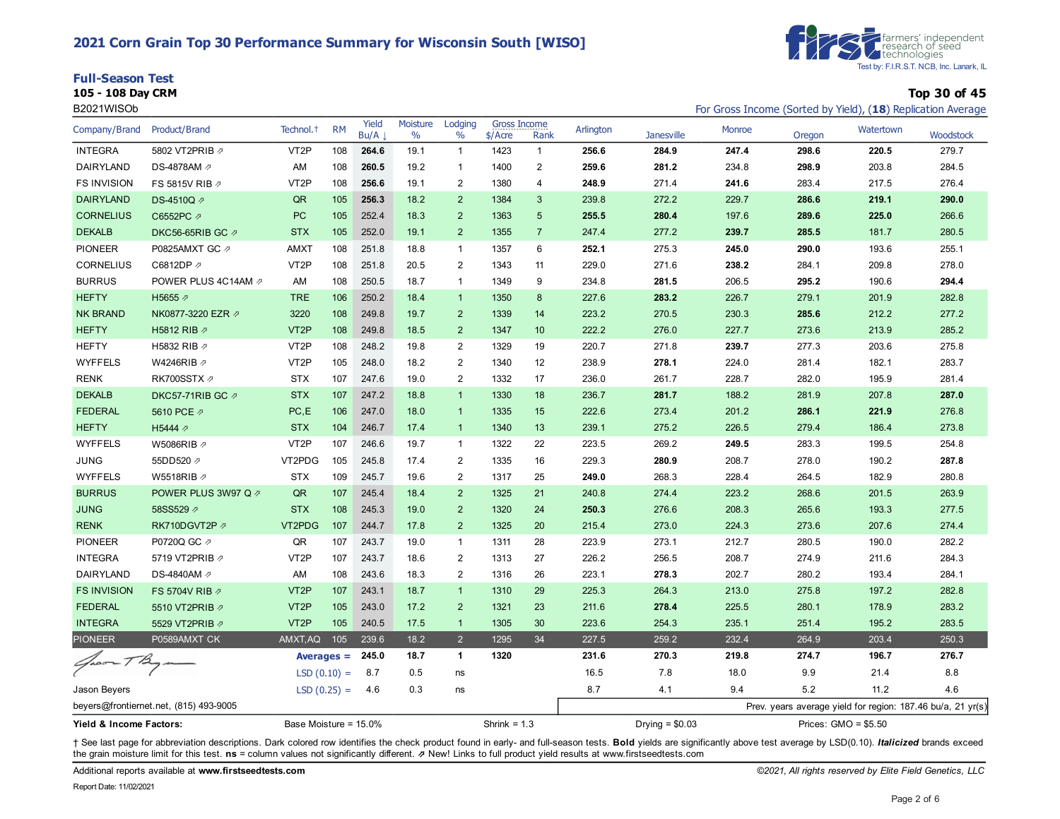# 2021 Corn Grain Top 30 Performance Summary for Wisconsin South [WISO]

farmers' independent research of seed technologies
Test by: F.I.R.S.T. NCB, Inc. Lanark, IL

## Full-Season Test

**105 - 108 Day CRM**

B2021WISOb

**Top 30 of 45**

For Gross Income (Sorted by Yield), (**18**) Replication Average

| Company/Brand | Product/Brand | Technol.† | RM | Yield Bu/A ↓ | Moisture % | Lodging % | Gross Income $/Acre | Gross Income Rank | Arlington | Janesville | Monroe | Oregon | Watertown | Woodstock |
|---|---|---|---|---|---|---|---|---|---|---|---|---|---|---|
| INTEGRA | 5802 VT2PRIB ⇗ | VT2P | 108 | **264.6** | 19.1 | 1 | 1423 | 1 | **256.6** | **284.9** | **247.4** | **298.6** | **220.5** | 279.7 |
| DAIRYLAND | DS-4878AM ⇗ | AM | 108 | **260.5** | 19.2 | 1 | 1400 | 2 | **259.6** | **281.2** | 234.8 | **298.9** | 203.8 | 284.5 |
| FS INVISION | FS 5815V RIB ⇗ | VT2P | 108 | **256.6** | 19.1 | 2 | 1380 | 4 | **248.9** | 271.4 | **241.6** | 283.4 | 217.5 | 276.4 |
| DAIRYLAND | DS-4510Q ⇗ | QR | 105 | **256.3** | 18.2 | 2 | 1384 | 3 | 239.8 | 272.2 | 229.7 | **286.6** | **219.1** | **290.0** |
| CORNELIUS | C6552PC ⇗ | PC | 105 | 252.4 | 18.3 | 2 | 1363 | 5 | **255.5** | **280.4** | 197.6 | **289.6** | **225.0** | 266.6 |
| DEKALB | DKC56-65RIB GC ⇗ | STX | 105 | 252.0 | 19.1 | 2 | 1355 | 7 | 247.4 | 277.2 | **239.7** | **285.5** | 181.7 | 280.5 |
| PIONEER | P0825AMXT GC ⇗ | AMXT | 108 | 251.8 | 18.8 | 1 | 1357 | 6 | **252.1** | 275.3 | **245.0** | **290.0** | 193.6 | 255.1 |
| CORNELIUS | C6812DP ⇗ | VT2P | 108 | 251.8 | 20.5 | 2 | 1343 | 11 | 229.0 | 271.6 | **238.2** | 284.1 | 209.8 | 278.0 |
| BURRUS | POWER PLUS 4C14AM ⇗ | AM | 108 | 250.5 | 18.7 | 1 | 1349 | 9 | 234.8 | **281.5** | 206.5 | **295.2** | 190.6 | **294.4** |
| HEFTY | H5655 ⇗ | TRE | 106 | 250.2 | 18.4 | 1 | 1350 | 8 | 227.6 | **283.2** | 226.7 | 279.1 | 201.9 | 282.8 |
| NK BRAND | NK0877-3220 EZR ⇗ | 3220 | 108 | 249.8 | 19.7 | 2 | 1339 | 14 | 223.2 | 270.5 | 230.3 | **285.6** | 212.2 | 277.2 |
| HEFTY | H5812 RIB ⇗ | VT2P | 108 | 249.8 | 18.5 | 2 | 1347 | 10 | 222.2 | 276.0 | 227.7 | 273.6 | 213.9 | 285.2 |
| HEFTY | H5832 RIB ⇗ | VT2P | 108 | 248.2 | 19.8 | 2 | 1329 | 19 | 220.7 | 271.8 | **239.7** | 277.3 | 203.6 | 275.8 |
| WYFFELS | W4246RIB ⇗ | VT2P | 105 | 248.0 | 18.2 | 2 | 1340 | 12 | 238.9 | **278.1** | 224.0 | 281.4 | 182.1 | 283.7 |
| RENK | RK700SSTX ⇗ | STX | 107 | 247.6 | 19.0 | 2 | 1332 | 17 | 236.0 | 261.7 | 228.7 | 282.0 | 195.9 | 281.4 |
| DEKALB | DKC57-71RIB GC ⇗ | STX | 107 | 247.2 | 18.8 | 1 | 1330 | 18 | 236.7 | **281.7** | 188.2 | 281.9 | 207.8 | **287.0** |
| FEDERAL | 5610 PCE ⇗ | PC,E | 106 | 247.0 | 18.0 | 1 | 1335 | 15 | 222.6 | 273.4 | 201.2 | **286.1** | **221.9** | 276.8 |
| HEFTY | H5444 ⇗ | STX | 104 | 246.7 | 17.4 | 1 | 1340 | 13 | 239.1 | 275.2 | 226.5 | 279.4 | 186.4 | 273.8 |
| WYFFELS | W5086RIB ⇗ | VT2P | 107 | 246.6 | 19.7 | 1 | 1322 | 22 | 223.5 | 269.2 | **249.5** | 283.3 | 199.5 | 254.8 |
| JUNG | 55DD520 ⇗ | VT2PDG | 105 | 245.8 | 17.4 | 2 | 1335 | 16 | 229.3 | **280.9** | 208.7 | 278.0 | 190.2 | **287.8** |
| WYFFELS | W5518RIB ⇗ | STX | 109 | 245.7 | 19.6 | 2 | 1317 | 25 | **249.0** | 268.3 | 228.4 | 264.5 | 182.9 | 280.8 |
| BURRUS | POWER PLUS 3W97 Q ⇗ | QR | 107 | 245.4 | 18.4 | 2 | 1325 | 21 | 240.8 | 274.4 | 223.2 | 268.6 | 201.5 | 263.9 |
| JUNG | 58SS529 ⇗ | STX | 108 | 245.3 | 19.0 | 2 | 1320 | 24 | **250.3** | 276.6 | 208.3 | 265.6 | 193.3 | 277.5 |
| RENK | RK710DGVT2P ⇗ | VT2PDG | 107 | 244.7 | 17.8 | 2 | 1325 | 20 | 215.4 | 273.0 | 224.3 | 273.6 | 207.6 | 274.4 |
| PIONEER | P0720Q GC ⇗ | QR | 107 | 243.7 | 19.0 | 1 | 1311 | 28 | 223.9 | 273.1 | 212.7 | 280.5 | 190.0 | 282.2 |
| INTEGRA | 5719 VT2PRIB ⇗ | VT2P | 107 | 243.7 | 18.6 | 2 | 1313 | 27 | 226.2 | 256.5 | 208.7 | 274.9 | 211.6 | 284.3 |
| DAIRYLAND | DS-4840AM ⇗ | AM | 108 | 243.6 | 18.3 | 2 | 1316 | 26 | 223.1 | **278.3** | 202.7 | 280.2 | 193.4 | 284.1 |
| FS INVISION | FS 5704V RIB ⇗ | VT2P | 107 | 243.1 | 18.7 | 1 | 1310 | 29 | 225.3 | 264.3 | 213.0 | 275.8 | 197.2 | 282.8 |
| FEDERAL | 5510 VT2PRIB ⇗ | VT2P | 105 | 243.0 | 17.2 | 2 | 1321 | 23 | 211.6 | **278.4** | 225.5 | 280.1 | 178.9 | 283.2 |
| INTEGRA | 5529 VT2PRIB ⇗ | VT2P | 105 | 240.5 | 17.5 | 1 | 1305 | 30 | 223.6 | 254.3 | 235.1 | 251.4 | 195.2 | 283.5 |
| PIONEER | P0589AMXT CK | AMXT,AQ | 105 | 239.6 | 18.2 | 2 | 1295 | 34 | 227.5 | 259.2 | 232.4 | 264.9 | 203.4 | 250.3 |
| | | | **Averages =** | **245.0** | **18.7** | **1** | **1320** | | **231.6** | **270.3** | **219.8** | **274.7** | **196.7** | **276.7** |
| | | | LSD (0.10) = | 8.7 | 0.5 | ns | | | 16.5 | 7.8 | 18.0 | 9.9 | 21.4 | 8.8 |
| | | | LSD (0.25) = | 4.6 | 0.3 | ns | | | 8.7 | 4.1 | 9.4 | 5.2 | 11.2 | 4.6 |

Jason Beyers
beyers@frontiernet.net, (815) 493-9005

Prev. years average yield for region: 187.46 bu/a, 21 yr(s)

**Yield & Income Factors:** Base Moisture = 15.0% | Shrink = 1.3 | Drying = $0.03 | Prices: GMO = $5.50

† See last page for abbreviation descriptions. Dark colored row identifies the check product found in early- and full-season tests. **Bold** yields are significantly above test average by LSD(0.10). ***Italicized*** brands exceed the grain moisture limit for this test. **ns** = column values not significantly different. ⇗ New! Links to full product yield results at www.firstseedtests.com

Additional reports available at **www.firstseedtests.com**

*©2021, All rights reserved by Elite Field Genetics, LLC*

Report Date: 11/02/2021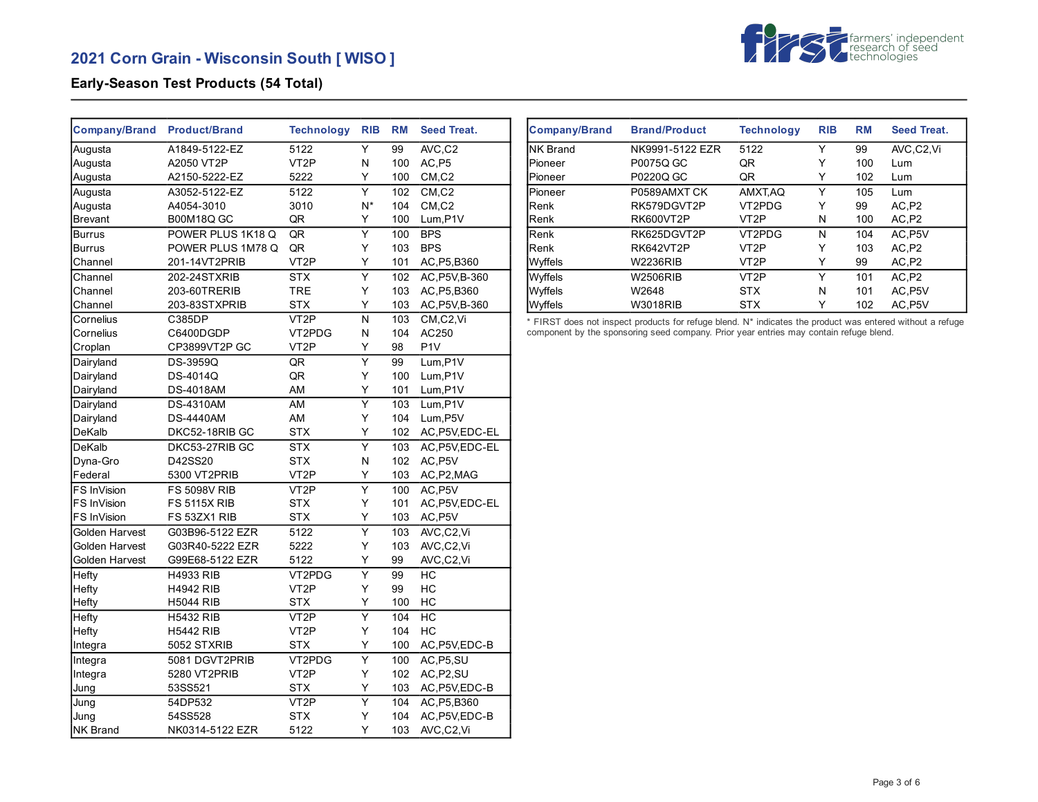## 2021 Corn Grain - Wisconsin South [ WISO ]

### Early-Season Test Products (54 Total)

| Company/Brand | Product/Brand | Technology | RIB | RM | Seed Treat. |
|---|---|---|---|---|---|
| Augusta | A1849-5122-EZ | 5122 | Y | 99 | AVC,C2 |
| Augusta | A2050 VT2P | VT2P | N | 100 | AC,P5 |
| Augusta | A2150-5222-EZ | 5222 | Y | 100 | CM,C2 |
| Augusta | A3052-5122-EZ | 5122 | Y | 102 | CM,C2 |
| Augusta | A4054-3010 | 3010 | N* | 104 | CM,C2 |
| Brevant | B00M18Q GC | QR | Y | 100 | Lum,P1V |
| Burrus | POWER PLUS 1K18 Q | QR | Y | 100 | BPS |
| Burrus | POWER PLUS 1M78 Q | QR | Y | 103 | BPS |
| Channel | 201-14VT2PRIB | VT2P | Y | 101 | AC,P5,B360 |
| Channel | 202-24STXRIB | STX | Y | 102 | AC,P5V,B-360 |
| Channel | 203-60TRERIB | TRE | Y | 103 | AC,P5,B360 |
| Channel | 203-83STXPRIB | STX | Y | 103 | AC,P5V,B-360 |
| Cornelius | C385DP | VT2P | N | 103 | CM,C2,Vi |
| Cornelius | C6400DGDP | VT2PDG | N | 104 | AC250 |
| Croplan | CP3899VT2P GC | VT2P | Y | 98 | P1V |
| Dairyland | DS-3959Q | QR | Y | 99 | Lum,P1V |
| Dairyland | DS-4014Q | QR | Y | 100 | Lum,P1V |
| Dairyland | DS-4018AM | AM | Y | 101 | Lum,P1V |
| Dairyland | DS-4310AM | AM | Y | 103 | Lum,P1V |
| Dairyland | DS-4440AM | AM | Y | 104 | Lum,P5V |
| DeKalb | DKC52-18RIB GC | STX | Y | 102 | AC,P5V,EDC-EL |
| DeKalb | DKC53-27RIB GC | STX | Y | 103 | AC,P5V,EDC-EL |
| Dyna-Gro | D42SS20 | STX | N | 102 | AC,P5V |
| Federal | 5300 VT2PRIB | VT2P | Y | 103 | AC,P2,MAG |
| FS InVision | FS 5098V RIB | VT2P | Y | 100 | AC,P5V |
| FS InVision | FS 5115X RIB | STX | Y | 101 | AC,P5V,EDC-EL |
| FS InVision | FS 53ZX1 RIB | STX | Y | 103 | AC,P5V |
| Golden Harvest | G03B96-5122 EZR | 5122 | Y | 103 | AVC,C2,Vi |
| Golden Harvest | G03R40-5222 EZR | 5222 | Y | 103 | AVC,C2,Vi |
| Golden Harvest | G99E68-5122 EZR | 5122 | Y | 99 | AVC,C2,Vi |
| Hefty | H4933 RIB | VT2PDG | Y | 99 | HC |
| Hefty | H4942 RIB | VT2P | Y | 99 | HC |
| Hefty | H5044 RIB | STX | Y | 100 | HC |
| Hefty | H5432 RIB | VT2P | Y | 104 | HC |
| Hefty | H5442 RIB | VT2P | Y | 104 | HC |
| Integra | 5052 STXRIB | STX | Y | 100 | AC,P5V,EDC-B |
| Integra | 5081 DGVT2PRIB | VT2PDG | Y | 100 | AC,P5,SU |
| Integra | 5280 VT2PRIB | VT2P | Y | 102 | AC,P2,SU |
| Jung | 53SS521 | STX | Y | 103 | AC,P5V,EDC-B |
| Jung | 54DP532 | VT2P | Y | 104 | AC,P5,B360 |
| Jung | 54SS528 | STX | Y | 104 | AC,P5V,EDC-B |
| NK Brand | NK0314-5122 EZR | 5122 | Y | 103 | AVC,C2,Vi |
| NK Brand | NK9991-5122 EZR | 5122 | Y | 99 | AVC,C2,Vi |
| Pioneer | P0075Q GC | QR | Y | 100 | Lum |
| Pioneer | P0220Q GC | QR | Y | 102 | Lum |
| Pioneer | P0589AMXT CK | AMXT,AQ | Y | 105 | Lum |
| Renk | RK579DGVT2P | VT2PDG | Y | 99 | AC,P2 |
| Renk | RK600VT2P | VT2P | N | 100 | AC,P2 |
| Renk | RK625DGVT2P | VT2PDG | N | 104 | AC,P5V |
| Renk | RK642VT2P | VT2P | Y | 103 | AC,P2 |
| Wyffels | W2236RIB | VT2P | Y | 99 | AC,P2 |
| Wyffels | W2506RIB | VT2P | Y | 101 | AC,P2 |
| Wyffels | W2648 | STX | N | 101 | AC,P5V |
| Wyffels | W3018RIB | STX | Y | 102 | AC,P5V |

* FIRST does not inspect products for refuge blend. N* indicates the product was entered without a refuge component by the sponsoring seed company. Prior year entries may contain refuge blend.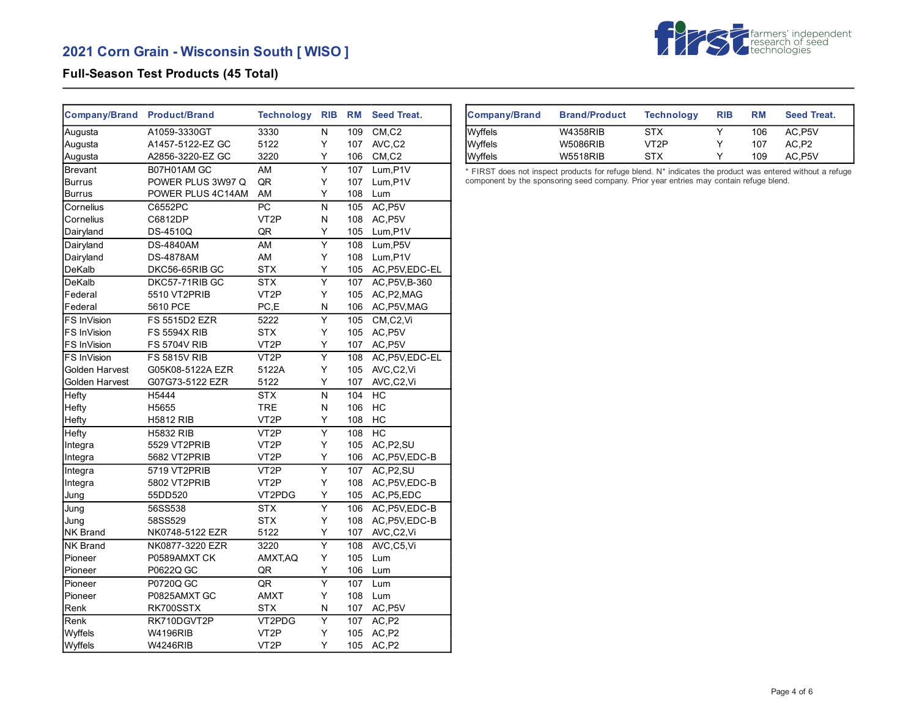## 2021 Corn Grain - Wisconsin South [ WISO ]

### Full-Season Test Products (45 Total)

| Company/Brand | Product/Brand | Technology | RIB | RM | Seed Treat. |
|---|---|---|---|---|---|
| Augusta | A1059-3330GT | 3330 | N | 109 | CM,C2 |
| Augusta | A1457-5122-EZ GC | 5122 | Y | 107 | AVC,C2 |
| Augusta | A2856-3220-EZ GC | 3220 | Y | 106 | CM,C2 |
| Brevant | B07H01AM GC | AM | Y | 107 | Lum,P1V |
| Burrus | POWER PLUS 3W97 Q | QR | Y | 107 | Lum,P1V |
| Burrus | POWER PLUS 4C14AM | AM | Y | 108 | Lum |
| Cornelius | C6552PC | PC | N | 105 | AC,P5V |
| Cornelius | C6812DP | VT2P | N | 108 | AC,P5V |
| Dairyland | DS-4510Q | QR | Y | 105 | Lum,P1V |
| Dairyland | DS-4840AM | AM | Y | 108 | Lum,P5V |
| Dairyland | DS-4878AM | AM | Y | 108 | Lum,P1V |
| DeKalb | DKC56-65RIB GC | STX | Y | 105 | AC,P5V,EDC-EL |
| DeKalb | DKC57-71RIB GC | STX | Y | 107 | AC,P5V,B-360 |
| Federal | 5510 VT2PRIB | VT2P | Y | 105 | AC,P2,MAG |
| Federal | 5610 PCE | PC,E | N | 106 | AC,P5V,MAG |
| FS InVision | FS 5515D2 EZR | 5222 | Y | 105 | CM,C2,Vi |
| FS InVision | FS 5594X RIB | STX | Y | 105 | AC,P5V |
| FS InVision | FS 5704V RIB | VT2P | Y | 107 | AC,P5V |
| FS InVision | FS 5815V RIB | VT2P | Y | 108 | AC,P5V,EDC-EL |
| Golden Harvest | G05K08-5122A EZR | 5122A | Y | 105 | AVC,C2,Vi |
| Golden Harvest | G07G73-5122 EZR | 5122 | Y | 107 | AVC,C2,Vi |
| Hefty | H5444 | STX | N | 104 | HC |
| Hefty | H5655 | TRE | N | 106 | HC |
| Hefty | H5812 RIB | VT2P | Y | 108 | HC |
| Hefty | H5832 RIB | VT2P | Y | 108 | HC |
| Integra | 5529 VT2PRIB | VT2P | Y | 105 | AC,P2,SU |
| Integra | 5682 VT2PRIB | VT2P | Y | 106 | AC,P5V,EDC-B |
| Integra | 5719 VT2PRIB | VT2P | Y | 107 | AC,P2,SU |
| Integra | 5802 VT2PRIB | VT2P | Y | 108 | AC,P5V,EDC-B |
| Jung | 55DD520 | VT2PDG | Y | 105 | AC,P5,EDC |
| Jung | 56SS538 | STX | Y | 106 | AC,P5V,EDC-B |
| Jung | 58SS529 | STX | Y | 108 | AC,P5V,EDC-B |
| NK Brand | NK0748-5122 EZR | 5122 | Y | 107 | AVC,C2,Vi |
| NK Brand | NK0877-3220 EZR | 3220 | Y | 108 | AVC,C5,Vi |
| Pioneer | P0589AMXT CK | AMXT,AQ | Y | 105 | Lum |
| Pioneer | P0622Q GC | QR | Y | 106 | Lum |
| Pioneer | P0720Q GC | QR | Y | 107 | Lum |
| Pioneer | P0825AMXT GC | AMXT | Y | 108 | Lum |
| Renk | RK700SSTX | STX | N | 107 | AC,P5V |
| Renk | RK710DGVT2P | VT2PDG | Y | 107 | AC,P2 |
| Wyffels | W4196RIB | VT2P | Y | 105 | AC,P2 |
| Wyffels | W4246RIB | VT2P | Y | 105 | AC,P2 |
| Wyffels | W4358RIB | STX | Y | 106 | AC,P5V |
| Wyffels | W5086RIB | VT2P | Y | 107 | AC,P2 |
| Wyffels | W5518RIB | STX | Y | 109 | AC,P5V |

* FIRST does not inspect products for refuge blend. N* indicates the product was entered without a refuge component by the sponsoring seed company. Prior year entries may contain refuge blend.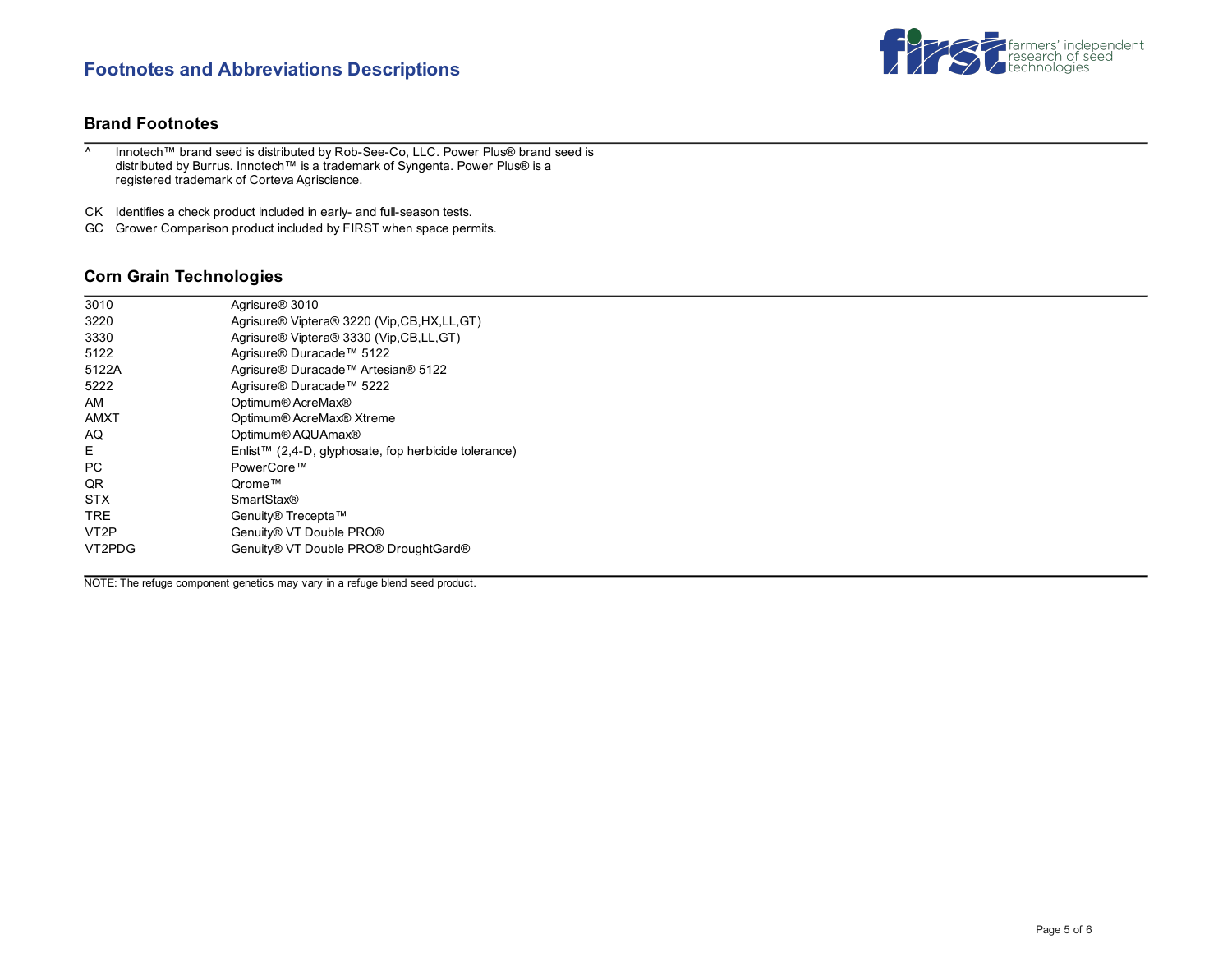# Footnotes and Abbreviations Descriptions

## Brand Footnotes

^ Innotech™ brand seed is distributed by Rob-See-Co, LLC. Power Plus® brand seed is distributed by Burrus. Innotech™ is a trademark of Syngenta. Power Plus® is a registered trademark of Corteva Agriscience.

CK Identifies a check product included in early- and full-season tests.

GC Grower Comparison product included by FIRST when space permits.

## Corn Grain Technologies

| | |
|---|---|
| 3010 | Agrisure® 3010 |
| 3220 | Agrisure® Viptera® 3220 (Vip,CB,HX,LL,GT) |
| 3330 | Agrisure® Viptera® 3330 (Vip,CB,LL,GT) |
| 5122 | Agrisure® Duracade™ 5122 |
| 5122A | Agrisure® Duracade™ Artesian® 5122 |
| 5222 | Agrisure® Duracade™ 5222 |
| AM | Optimum® AcreMax® |
| AMXT | Optimum® AcreMax® Xtreme |
| AQ | Optimum® AQUAmax® |
| E | Enlist™ (2,4-D, glyphosate, fop herbicide tolerance) |
| PC | PowerCore™ |
| QR | Qrome™ |
| STX | SmartStax® |
| TRE | Genuity® Trecepta™ |
| VT2P | Genuity® VT Double PRO® |
| VT2PDG | Genuity® VT Double PRO® DroughtGard® |

NOTE: The refuge component genetics may vary in a refuge blend seed product.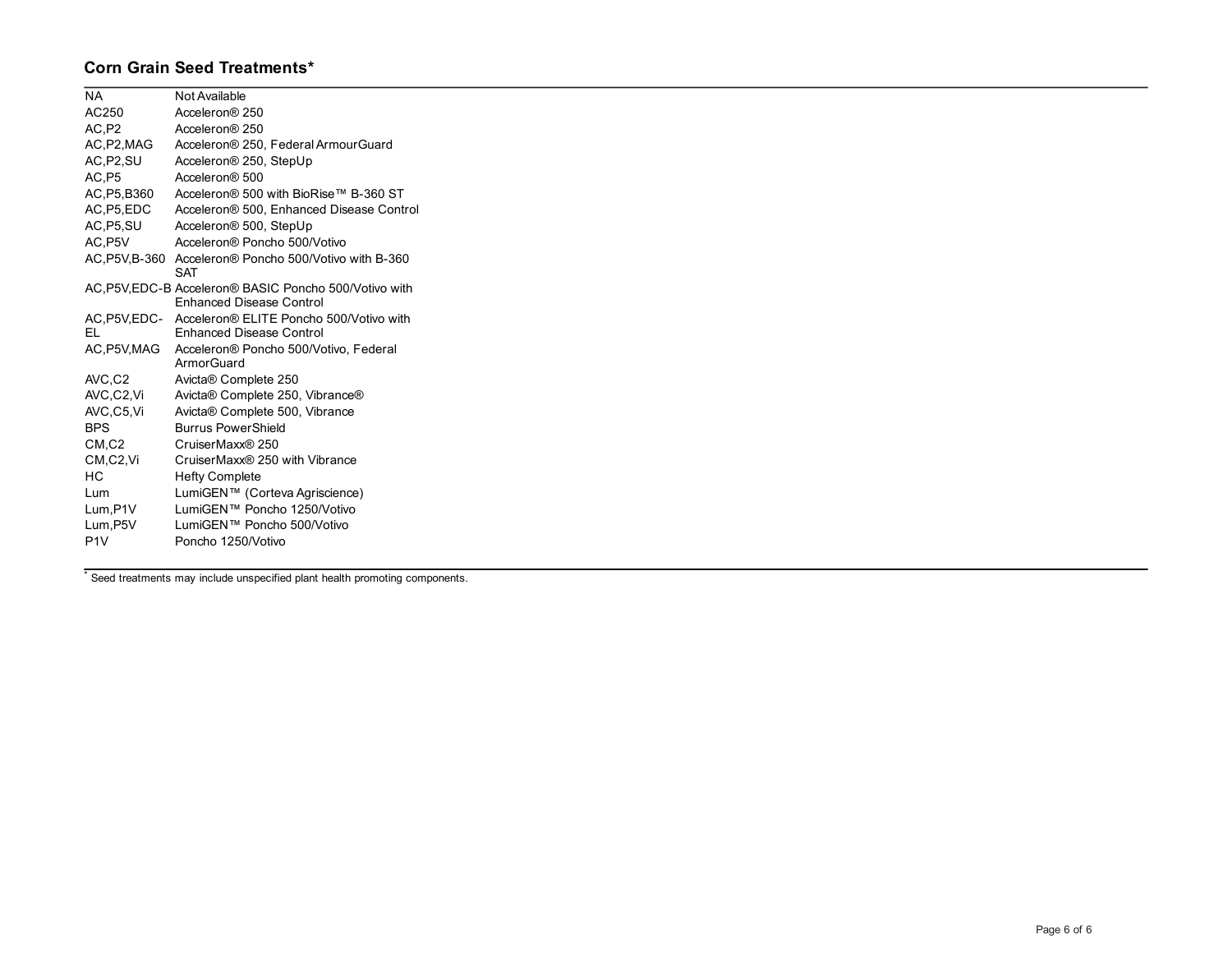## Corn Grain Seed Treatments*

| | |
|---|---|
| NA | Not Available |
| AC250 | Acceleron® 250 |
| AC,P2 | Acceleron® 250 |
| AC,P2,MAG | Acceleron® 250, Federal ArmourGuard |
| AC,P2,SU | Acceleron® 250, StepUp |
| AC,P5 | Acceleron® 500 |
| AC,P5,B360 | Acceleron® 500 with BioRise™ B-360 ST |
| AC,P5,EDC | Acceleron® 500, Enhanced Disease Control |
| AC,P5,SU | Acceleron® 500, StepUp |
| AC,P5V | Acceleron® Poncho 500/Votivo |
| AC,P5V,B-360 | Acceleron® Poncho 500/Votivo with B-360 SAT |
| AC,P5V,EDC-B | Acceleron® BASIC Poncho 500/Votivo with Enhanced Disease Control |
| AC,P5V,EDC-EL | Acceleron® ELITE Poncho 500/Votivo with Enhanced Disease Control |
| AC,P5V,MAG | Acceleron® Poncho 500/Votivo, Federal ArmorGuard |
| AVC,C2 | Avicta® Complete 250 |
| AVC,C2,Vi | Avicta® Complete 250, Vibrance® |
| AVC,C5,Vi | Avicta® Complete 500, Vibrance |
| BPS | Burrus PowerShield |
| CM,C2 | CruiserMaxx® 250 |
| CM,C2,Vi | CruiserMaxx® 250 with Vibrance |
| HC | Hefty Complete |
| Lum | LumiGEN™ (Corteva Agriscience) |
| Lum,P1V | LumiGEN™ Poncho 1250/Votivo |
| Lum,P5V | LumiGEN™ Poncho 500/Votivo |
| P1V | Poncho 1250/Votivo |

* Seed treatments may include unspecified plant health promoting components.